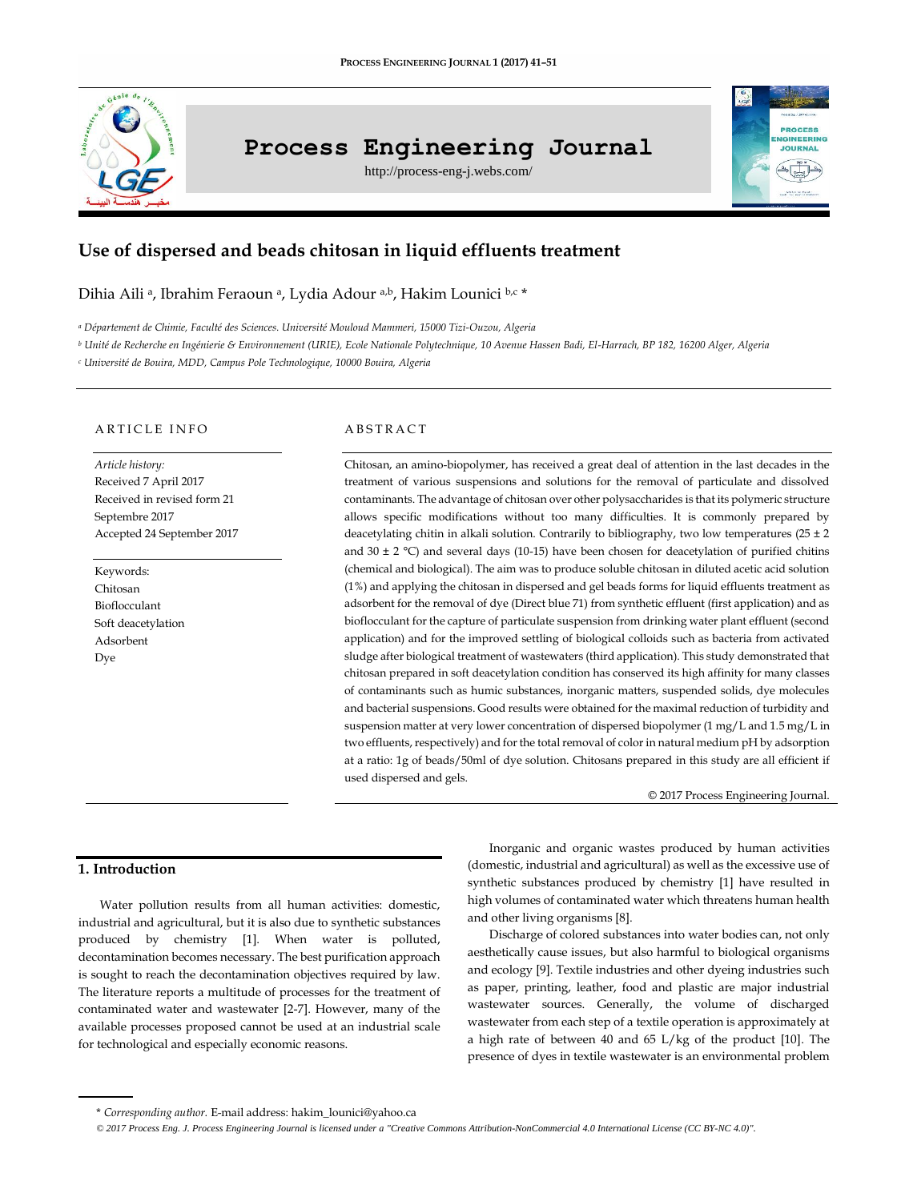# Use of dispersed and beads chitosan in liquid effluents treatment

Dihia Aili [a], Ibrahim Feraoun [a], Lydia Adour [a,b], Hakim Lounici [b,c] *

[a] *Département de Chimie, Faculté des Sciences. Université Mouloud Mammeri, 15000 Tizi-Ouzou, Algeria*

[b] *Unité de Recherche en Ingénierie & Environnement (URIE), Ecole Nationale Polytechnique, 10 Avenue Hassen Badi, El-Harrach, BP 182, 16200 Alger, Algeria*

[c] *Université de Bouira, MDD, Campus Pole Technologique, 10000 Bouira, Algeria*

## ARTICLE INFO

*Article history:*
Received 7 April 2017
Received in revised form 21 Septembre 2017
Accepted 24 September 2017

Keywords:
Chitosan
Bioflocculant
Soft deacetylation
Adsorbent
Dye

## ABSTRACT

Chitosan, an amino-biopolymer, has received a great deal of attention in the last decades in the treatment of various suspensions and solutions for the removal of particulate and dissolved contaminants. The advantage of chitosan over other polysaccharides is that its polymeric structure allows specific modifications without too many difficulties. It is commonly prepared by deacetylating chitin in alkali solution. Contrarily to bibliography, two low temperatures (25 ± 2 and 30 ± 2 °C) and several days (10-15) have been chosen for deacetylation of purified chitins (chemical and biological). The aim was to produce soluble chitosan in diluted acetic acid solution (1%) and applying the chitosan in dispersed and gel beads forms for liquid effluents treatment as adsorbent for the removal of dye (Direct blue 71) from synthetic effluent (first application) and as bioflocculant for the capture of particulate suspension from drinking water plant effluent (second application) and for the improved settling of biological colloids such as bacteria from activated sludge after biological treatment of wastewaters (third application). This study demonstrated that chitosan prepared in soft deacetylation condition has conserved its high affinity for many classes of contaminants such as humic substances, inorganic matters, suspended solids, dye molecules and bacterial suspensions. Good results were obtained for the maximal reduction of turbidity and suspension matter at very lower concentration of dispersed biopolymer (1 mg/L and 1.5 mg/L in two effluents, respectively) and for the total removal of color in natural medium pH by adsorption at a ratio: 1g of beads/50ml of dye solution. Chitosans prepared in this study are all efficient if used dispersed and gels.

© 2017 Process Engineering Journal.

## 1. Introduction

Water pollution results from all human activities: domestic, industrial and agricultural, but it is also due to synthetic substances produced by chemistry [1]. When water is polluted, decontamination becomes necessary. The best purification approach is sought to reach the decontamination objectives required by law. The literature reports a multitude of processes for the treatment of contaminated water and wastewater [2-7]. However, many of the available processes proposed cannot be used at an industrial scale for technological and especially economic reasons.

Inorganic and organic wastes produced by human activities (domestic, industrial and agricultural) as well as the excessive use of synthetic substances produced by chemistry [1] have resulted in high volumes of contaminated water which threatens human health and other living organisms [8].

Discharge of colored substances into water bodies can, not only aesthetically cause issues, but also harmful to biological organisms and ecology [9]. Textile industries and other dyeing industries such as paper, printing, leather, food and plastic are major industrial wastewater sources. Generally, the volume of discharged wastewater from each step of a textile operation is approximately at a high rate of between 40 and 65 L/kg of the product [10]. The presence of dyes in textile wastewater is an environmental problem

\* *Corresponding author.* E-mail address: hakim_lounici@yahoo.ca

*© 2017 Process Eng. J. Process Engineering Journal is licensed under a "Creative Commons Attribution-NonCommercial 4.0 International License (CC BY-NC 4.0)".*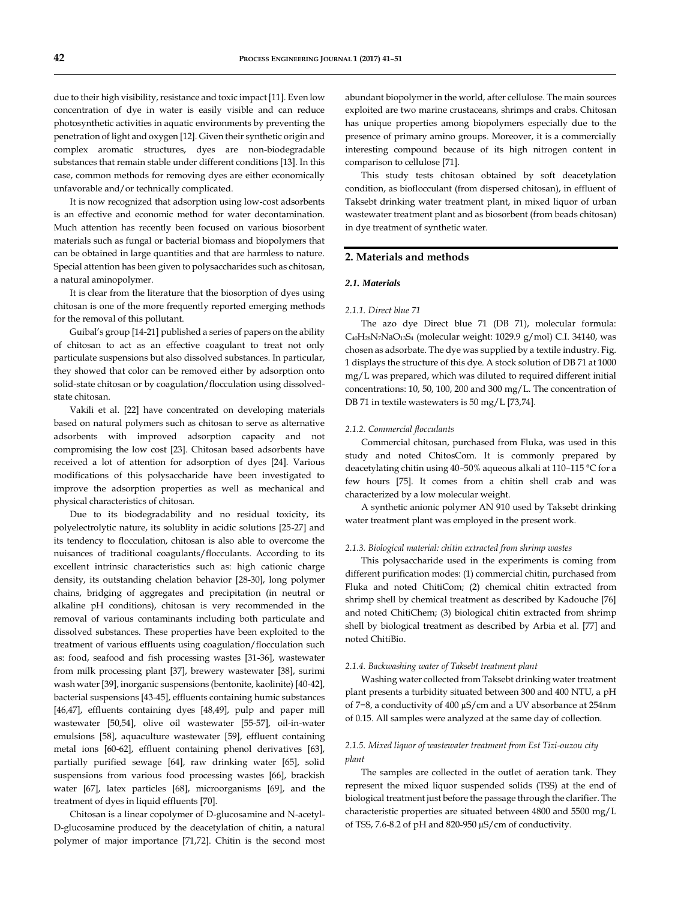due to their high visibility, resistance and toxic impact [11]. Even low concentration of dye in water is easily visible and can reduce photosynthetic activities in aquatic environments by preventing the penetration of light and oxygen [12]. Given their synthetic origin and complex aromatic structures, dyes are non-biodegradable substances that remain stable under different conditions [13]. In this case, common methods for removing dyes are either economically unfavorable and/or technically complicated.

It is now recognized that adsorption using low-cost adsorbents is an effective and economic method for water decontamination. Much attention has recently been focused on various biosorbent materials such as fungal or bacterial biomass and biopolymers that can be obtained in large quantities and that are harmless to nature. Special attention has been given to polysaccharides such as chitosan, a natural aminopolymer.

It is clear from the literature that the biosorption of dyes using chitosan is one of the more frequently reported emerging methods for the removal of this pollutant.

Guibal's group [14-21] published a series of papers on the ability of chitosan to act as an effective coagulant to treat not only particulate suspensions but also dissolved substances. In particular, they showed that color can be removed either by adsorption onto solid-state chitosan or by coagulation/flocculation using dissolved-state chitosan.

Vakili et al. [22] have concentrated on developing materials based on natural polymers such as chitosan to serve as alternative adsorbents with improved adsorption capacity and not compromising the low cost [23]. Chitosan based adsorbents have received a lot of attention for adsorption of dyes [24]. Various modifications of this polysaccharide have been investigated to improve the adsorption properties as well as mechanical and physical characteristics of chitosan.

Due to its biodegradability and no residual toxicity, its polyelectrolytic nature, its solublity in acidic solutions [25-27] and its tendency to flocculation, chitosan is also able to overcome the nuisances of traditional coagulants/flocculants. According to its excellent intrinsic characteristics such as: high cationic charge density, its outstanding chelation behavior [28-30], long polymer chains, bridging of aggregates and precipitation (in neutral or alkaline pH conditions), chitosan is very recommended in the removal of various contaminants including both particulate and dissolved substances. These properties have been exploited to the treatment of various effluents using coagulation/flocculation such as: food, seafood and fish processing wastes [31-36], wastewater from milk processing plant [37], brewery wastewater [38], surimi wash water [39], inorganic suspensions (bentonite, kaolinite) [40-42], bacterial suspensions [43-45], effluents containing humic substances [46,47], effluents containing dyes [48,49], pulp and paper mill wastewater [50,54], olive oil wastewater [55-57], oil-in-water emulsions [58], aquaculture wastewater [59], effluent containing metal ions [60-62], effluent containing phenol derivatives [63], partially purified sewage [64], raw drinking water [65], solid suspensions from various food processing wastes [66], brackish water [67], latex particles [68], microorganisms [69], and the treatment of dyes in liquid effluents [70].

Chitosan is a linear copolymer of D-glucosamine and N-acetyl-D-glucosamine produced by the deacetylation of chitin, a natural polymer of major importance [71,72]. Chitin is the second most abundant biopolymer in the world, after cellulose. The main sources exploited are two marine crustaceans, shrimps and crabs. Chitosan has unique properties among biopolymers especially due to the presence of primary amino groups. Moreover, it is a commercially interesting compound because of its high nitrogen content in comparison to cellulose [71].

This study tests chitosan obtained by soft deacetylation condition, as bioflocculant (from dispersed chitosan), in effluent of Taksebt drinking water treatment plant, in mixed liquor of urban wastewater treatment plant and as biosorbent (from beads chitosan) in dye treatment of synthetic water.

## 2. Materials and methods

### 2.1. Materials

#### 2.1.1. Direct blue 71

The azo dye Direct blue 71 (DB 71), molecular formula: $C_{40}H_{28}N_7NaO_{13}S_4$ (molecular weight: 1029.9 g/mol) C.I. 34140, was chosen as adsorbate. The dye was supplied by a textile industry. Fig. 1 displays the structure of this dye. A stock solution of DB 71 at 1000 mg/L was prepared, which was diluted to required different initial concentrations: 10, 50, 100, 200 and 300 mg/L. The concentration of DB 71 in textile wastewaters is 50 mg/L [73,74].

#### 2.1.2. Commercial flocculants

Commercial chitosan, purchased from Fluka, was used in this study and noted ChitosCom. It is commonly prepared by deacetylating chitin using 40–50% aqueous alkali at 110–115 °C for a few hours [75]. It comes from a chitin shell crab and was characterized by a low molecular weight.

A synthetic anionic polymer AN 910 used by Taksebt drinking water treatment plant was employed in the present work.

#### 2.1.3. Biological material: chitin extracted from shrimp wastes

This polysaccharide used in the experiments is coming from different purification modes: (1) commercial chitin, purchased from Fluka and noted ChitiCom; (2) chemical chitin extracted from shrimp shell by chemical treatment as described by Kadouche [76] and noted ChitiChem; (3) biological chitin extracted from shrimp shell by biological treatment as described by Arbia et al. [77] and noted ChitiBio.

#### 2.1.4. Backwashing water of Taksebt treatment plant

Washing water collected from Taksebt drinking water treatment plant presents a turbidity situated between 300 and 400 NTU, a pH of 7−8, a conductivity of 400 μS/cm and a UV absorbance at 254nm of 0.15. All samples were analyzed at the same day of collection.

#### 2.1.5. Mixed liquor of wastewater treatment from Est Tizi-ouzou city plant

The samples are collected in the outlet of aeration tank. They represent the mixed liquor suspended solids (TSS) at the end of biological treatment just before the passage through the clarifier. The characteristic properties are situated between 4800 and 5500 mg/L of TSS, 7.6-8.2 of pH and 820-950 μS/cm of conductivity.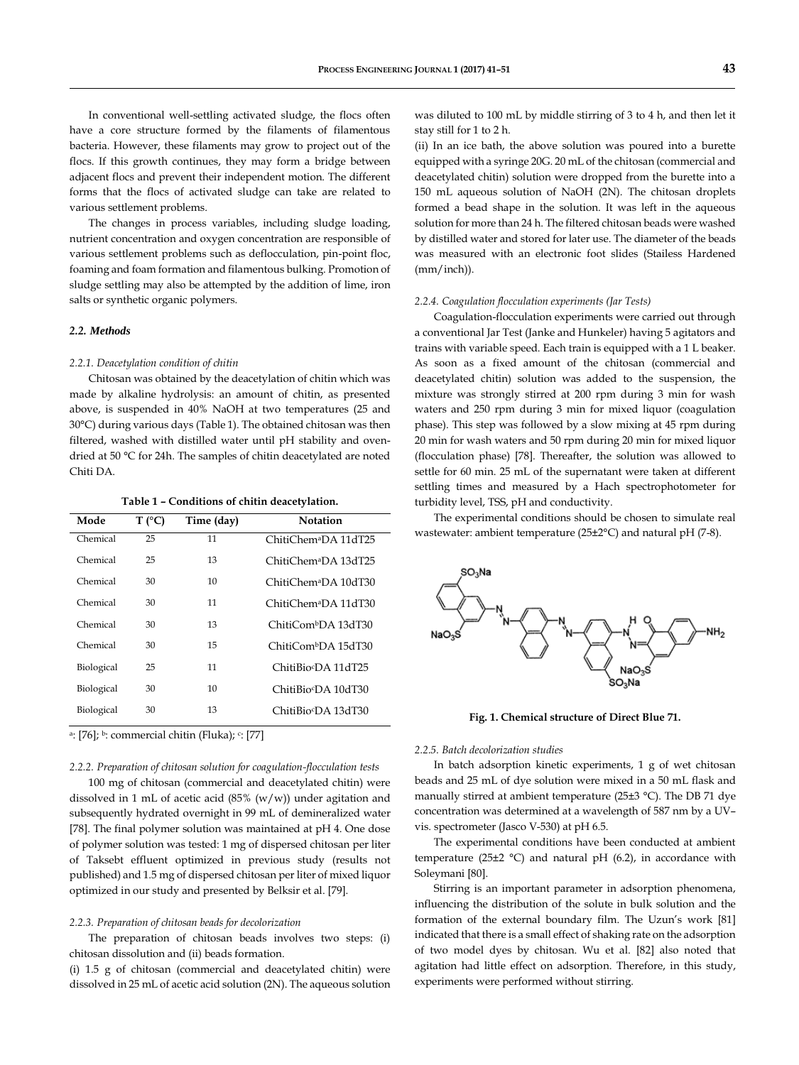In conventional well-settling activated sludge, the flocs often have a core structure formed by the filaments of filamentous bacteria. However, these filaments may grow to project out of the flocs. If this growth continues, they may form a bridge between adjacent flocs and prevent their independent motion. The different forms that the flocs of activated sludge can take are related to various settlement problems.

The changes in process variables, including sludge loading, nutrient concentration and oxygen concentration are responsible of various settlement problems such as deflocculation, pin-point floc, foaming and foam formation and filamentous bulking. Promotion of sludge settling may also be attempted by the addition of lime, iron salts or synthetic organic polymers.

### 2.2. Methods

#### 2.2.1. Deacetylation condition of chitin

Chitosan was obtained by the deacetylation of chitin which was made by alkaline hydrolysis: an amount of chitin, as presented above, is suspended in 40% NaOH at two temperatures (25 and 30°C) during various days (Table 1). The obtained chitosan was then filtered, washed with distilled water until pH stability and oven-dried at 50 °C for 24h. The samples of chitin deacetylated are noted Chiti DA.

**Table 1 – Conditions of chitin deacetylation.**

| Mode | T (°C) | Time (day) | Notation |
|---|---|---|---|
| Chemical | 25 | 11 | ChitiChem[a]DA 11dT25 |
| Chemical | 25 | 13 | ChitiChem[a]DA 13dT25 |
| Chemical | 30 | 10 | ChitiChem[a]DA 10dT30 |
| Chemical | 30 | 11 | ChitiChem[a]DA 11dT30 |
| Chemical | 30 | 13 | ChitiCom[b]DA 13dT30 |
| Chemical | 30 | 15 | ChitiCom[b]DA 15dT30 |
| Biological | 25 | 11 | ChitiBio[c]DA 11dT25 |
| Biological | 30 | 10 | ChitiBio[c]DA 10dT30 |
| Biological | 30 | 13 | ChitiBio[c]DA 13dT30 |

[a]: [76]; [b]: commercial chitin (Fluka); [c]: [77]

#### 2.2.2. Preparation of chitosan solution for coagulation-flocculation tests

100 mg of chitosan (commercial and deacetylated chitin) were dissolved in 1 mL of acetic acid (85% (w/w)) under agitation and subsequently hydrated overnight in 99 mL of demineralized water [78]. The final polymer solution was maintained at pH 4. One dose of polymer solution was tested: 1 mg of dispersed chitosan per liter of Taksebt effluent optimized in previous study (results not published) and 1.5 mg of dispersed chitosan per liter of mixed liquor optimized in our study and presented by Belksir et al. [79].

#### 2.2.3. Preparation of chitosan beads for decolorization

The preparation of chitosan beads involves two steps: (i) chitosan dissolution and (ii) beads formation.

(i) 1.5 g of chitosan (commercial and deacetylated chitin) were dissolved in 25 mL of acetic acid solution (2N). The aqueous solution was diluted to 100 mL by middle stirring of 3 to 4 h, and then let it stay still for 1 to 2 h.

(ii) In an ice bath, the above solution was poured into a burette equipped with a syringe 20G. 20 mL of the chitosan (commercial and deacetylated chitin) solution were dropped from the burette into a 150 mL aqueous solution of NaOH (2N). The chitosan droplets formed a bead shape in the solution. It was left in the aqueous solution for more than 24 h. The filtered chitosan beads were washed by distilled water and stored for later use. The diameter of the beads was measured with an electronic foot slides (Stailess Hardened (mm/inch)).

#### 2.2.4. Coagulation flocculation experiments (Jar Tests)

Coagulation-flocculation experiments were carried out through a conventional Jar Test (Janke and Hunkeler) having 5 agitators and trains with variable speed. Each train is equipped with a 1 L beaker. As soon as a fixed amount of the chitosan (commercial and deacetylated chitin) solution was added to the suspension, the mixture was strongly stirred at 200 rpm during 3 min for wash waters and 250 rpm during 3 min for mixed liquor (coagulation phase). This step was followed by a slow mixing at 45 rpm during 20 min for wash waters and 50 rpm during 20 min for mixed liquor (flocculation phase) [78]. Thereafter, the solution was allowed to settle for 60 min. 25 mL of the supernatant were taken at different settling times and measured by a Hach spectrophotometer for turbidity level, TSS, pH and conductivity.

The experimental conditions should be chosen to simulate real wastewater: ambient temperature (25±2°C) and natural pH (7-8).

**Fig. 1. Chemical structure of Direct Blue 71.**

#### 2.2.5. Batch decolorization studies

In batch adsorption kinetic experiments, 1 g of wet chitosan beads and 25 mL of dye solution were mixed in a 50 mL flask and manually stirred at ambient temperature (25±3 °C). The DB 71 dye concentration was determined at a wavelength of 587 nm by a UV–vis. spectrometer (Jasco V-530) at pH 6.5.

The experimental conditions have been conducted at ambient temperature (25±2 °C) and natural pH (6.2), in accordance with Soleymani [80].

Stirring is an important parameter in adsorption phenomena, influencing the distribution of the solute in bulk solution and the formation of the external boundary film. The Uzun's work [81] indicated that there is a small effect of shaking rate on the adsorption of two model dyes by chitosan. Wu et al. [82] also noted that agitation had little effect on adsorption. Therefore, in this study, experiments were performed without stirring.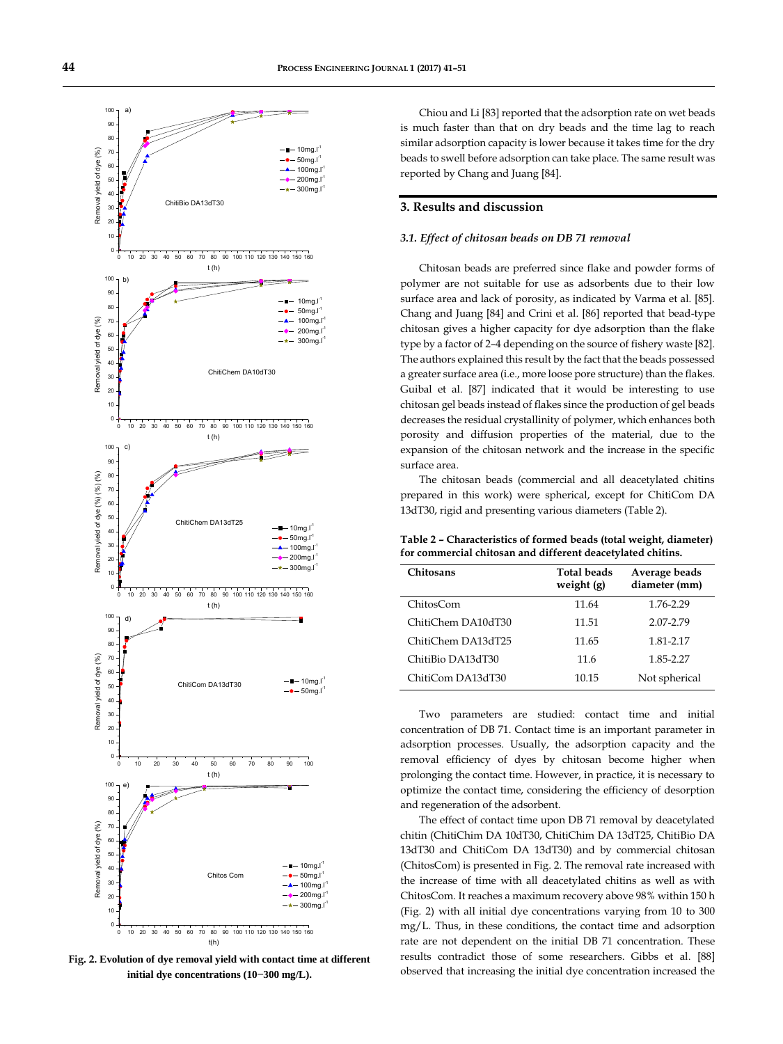Chiou and Li [83] reported that the adsorption rate on wet beads is much faster than that on dry beads and the time lag to reach similar adsorption capacity is lower because it takes time for the dry beads to swell before adsorption can take place. The same result was reported by Chang and Juang [84].

## 3. Results and discussion

### *3.1. Effect of chitosan beads on DB 71 removal*

Chitosan beads are preferred since flake and powder forms of polymer are not suitable for use as adsorbents due to their low surface area and lack of porosity, as indicated by Varma et al. [85]. Chang and Juang [84] and Crini et al. [86] reported that bead-type chitosan gives a higher capacity for dye adsorption than the flake type by a factor of 2–4 depending on the source of fishery waste [82]. The authors explained this result by the fact that the beads possessed a greater surface area (i.e., more loose pore structure) than the flakes. Guibal et al. [87] indicated that it would be interesting to use chitosan gel beads instead of flakes since the production of gel beads decreases the residual crystallinity of polymer, which enhances both porosity and diffusion properties of the material, due to the expansion of the chitosan network and the increase in the specific surface area.

The chitosan beads (commercial and all deacetylated chitins prepared in this work) were spherical, except for ChitiCom DA 13dT30, rigid and presenting various diameters (Table 2).

**Table 2 – Characteristics of formed beads (total weight, diameter) for commercial chitosan and different deacetylated chitins.**

| Chitosans | Total beads weight (g) | Average beads diameter (mm) |
|---|---|---|
| ChitosCom | 11.64 | 1.76-2.29 |
| ChitiChem DA10dT30 | 11.51 | 2.07-2.79 |
| ChitiChem DA13dT25 | 11.65 | 1.81-2.17 |
| ChitiBio DA13dT30 | 11.6 | 1.85-2.27 |
| ChitiCom DA13dT30 | 10.15 | Not spherical |

Two parameters are studied: contact time and initial concentration of DB 71. Contact time is an important parameter in adsorption processes. Usually, the adsorption capacity and the removal efficiency of dyes by chitosan become higher when prolonging the contact time. However, in practice, it is necessary to optimize the contact time, considering the efficiency of desorption and regeneration of the adsorbent.

The effect of contact time upon DB 71 removal by deacetylated chitin (ChitiChim DA 10dT30, ChitiChim DA 13dT25, ChitiBio DA 13dT30 and ChitiCom DA 13dT30) and by commercial chitosan (ChitosCom) is presented in Fig. 2. The removal rate increased with the increase of time with all deacetylated chitins as well as with ChitosCom. It reaches a maximum recovery above 98% within 150 h (Fig. 2) with all initial dye concentrations varying from 10 to 300 mg/L. Thus, in these conditions, the contact time and adsorption rate are not dependent on the initial DB 71 concentration. These results contradict those of some researchers. Gibbs et al. [88] observed that increasing the initial dye concentration increased the

**Fig. 2. Evolution of dye removal yield with contact time at different initial dye concentrations (10−300 mg/L).**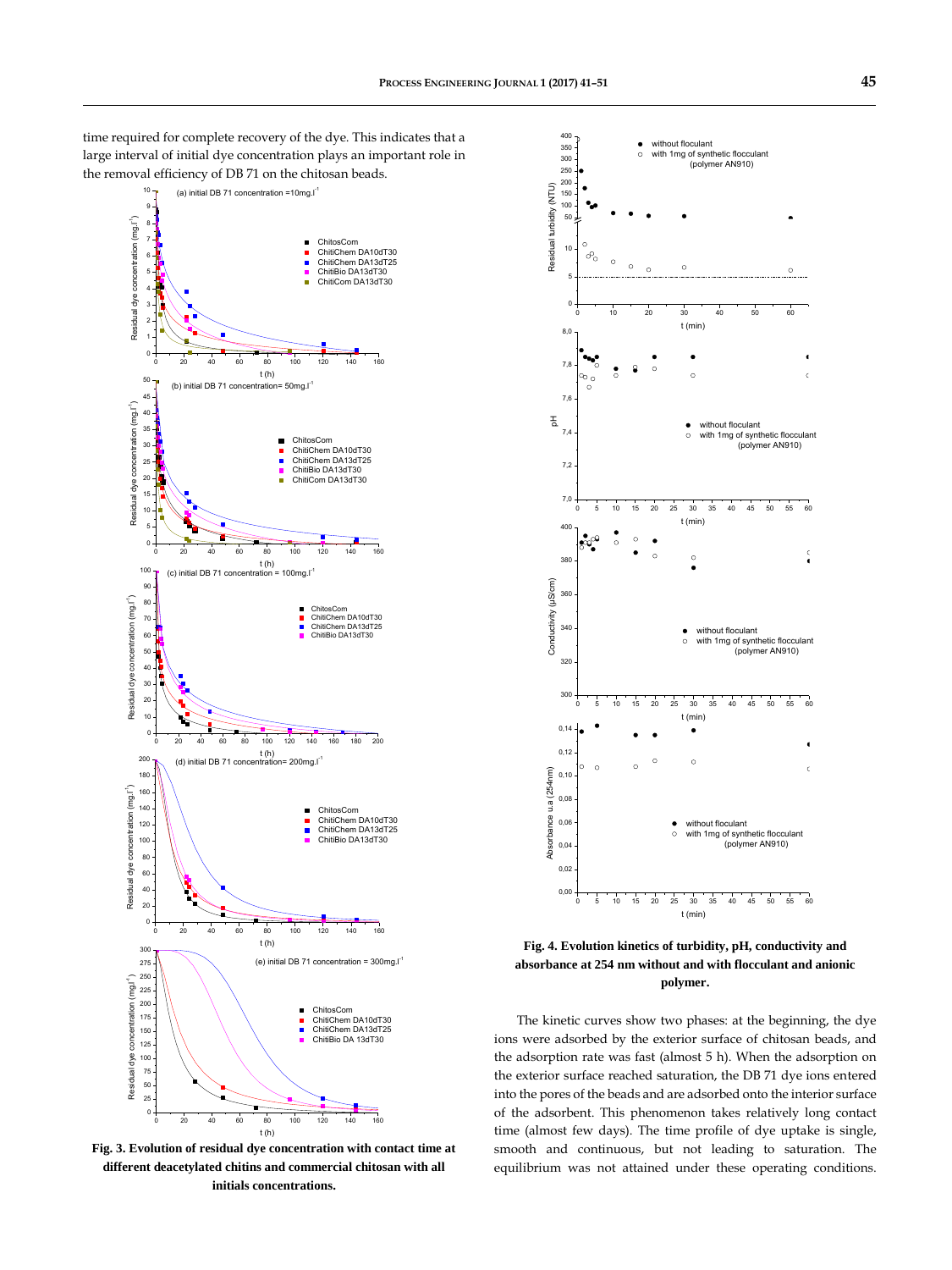time required for complete recovery of the dye. This indicates that a large interval of initial dye concentration plays an important role in the removal efficiency of DB 71 on the chitosan beads.

**Fig. 3. Evolution of residual dye concentration with contact time at different deacetylated chitins and commercial chitosan with all initials concentrations.**

**Fig. 4. Evolution kinetics of turbidity, pH, conductivity and absorbance at 254 nm without and with flocculant and anionic polymer.**

The kinetic curves show two phases: at the beginning, the dye ions were adsorbed by the exterior surface of chitosan beads, and the adsorption rate was fast (almost 5 h). When the adsorption on the exterior surface reached saturation, the DB 71 dye ions entered into the pores of the beads and are adsorbed onto the interior surface of the adsorbent. This phenomenon takes relatively long contact time (almost few days). The time profile of dye uptake is single, smooth and continuous, but not leading to saturation. The equilibrium was not attained under these operating conditions.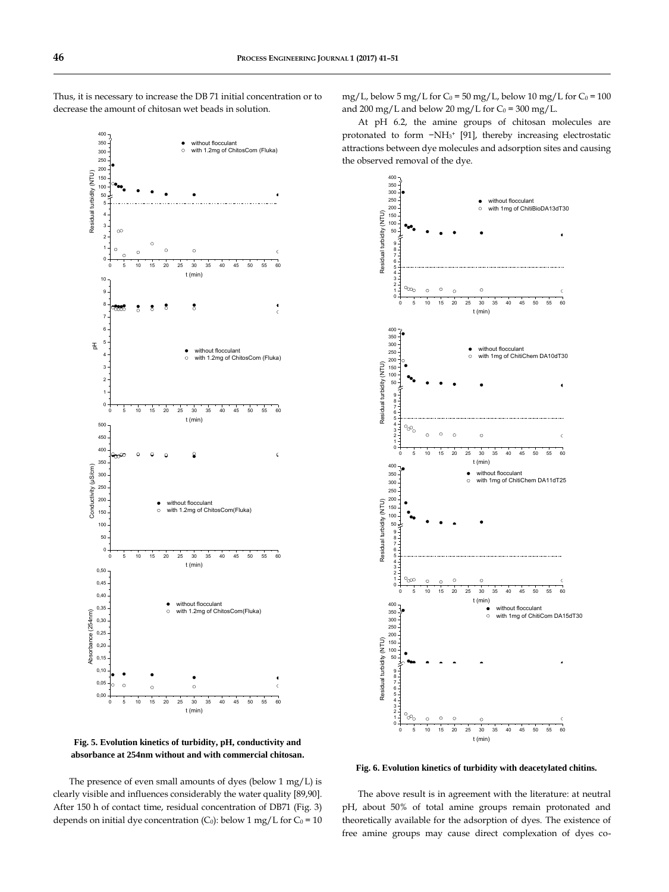Thus, it is necessary to increase the DB 71 initial concentration or to decrease the amount of chitosan wet beads in solution.

**Fig. 5. Evolution kinetics of turbidity, pH, conductivity and absorbance at 254nm without and with commercial chitosan.**

The presence of even small amounts of dyes (below 1 mg/L) is clearly visible and influences considerably the water quality [89,90]. After 150 h of contact time, residual concentration of DB71 (Fig. 3) depends on initial dye concentration ($C_0$): below 1 mg/L for $C_0$ = 10 mg/L, below 5 mg/L for $C_0$ = 50 mg/L, below 10 mg/L for $C_0$ = 100 and 200 mg/L and below 20 mg/L for $C_0$ = 300 mg/L.

At pH 6.2, the amine groups of chitosan molecules are protonated to form $-NH_3^+$ [91], thereby increasing electrostatic attractions between dye molecules and adsorption sites and causing the observed removal of the dye.

**Fig. 6. Evolution kinetics of turbidity with deacetylated chitins.**

The above result is in agreement with the literature: at neutral pH, about 50% of total amine groups remain protonated and theoretically available for the adsorption of dyes. The existence of free amine groups may cause direct complexation of dyes co-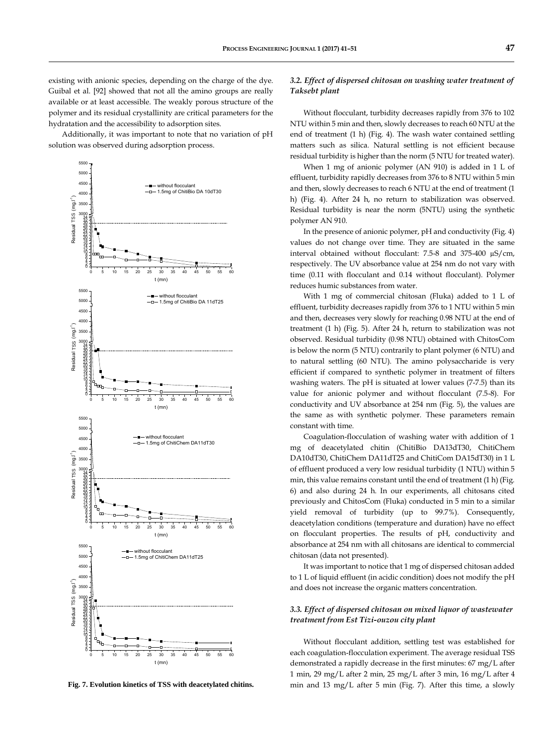existing with anionic species, depending on the charge of the dye. Guibal et al. [92] showed that not all the amino groups are really available or at least accessible. The weakly porous structure of the polymer and its residual crystallinity are critical parameters for the hydratation and the accessibility to adsorption sites.

Additionally, it was important to note that no variation of pH solution was observed during adsorption process.

**Fig. 7. Evolution kinetics of TSS with deacetylated chitins.**

### *3.2. Effect of dispersed chitosan on washing water treatment of Taksebt plant*

Without flocculant, turbidity decreases rapidly from 376 to 102 NTU within 5 min and then, slowly decreases to reach 60 NTU at the end of treatment (1 h) (Fig. 4). The wash water contained settling matters such as silica. Natural settling is not efficient because residual turbidity is higher than the norm (5 NTU for treated water).

When 1 mg of anionic polymer (AN 910) is added in 1 L of effluent, turbidity rapidly decreases from 376 to 8 NTU within 5 min and then, slowly decreases to reach 6 NTU at the end of treatment (1 h) (Fig. 4). After 24 h, no return to stabilization was observed. Residual turbidity is near the norm (5NTU) using the synthetic polymer AN 910.

In the presence of anionic polymer, pH and conductivity (Fig. 4) values do not change over time. They are situated in the same interval obtained without flocculant: 7.5-8 and 375-400 µS/cm, respectively. The UV absorbance value at 254 nm do not vary with time (0.11 with flocculant and 0.14 without flocculant). Polymer reduces humic substances from water.

With 1 mg of commercial chitosan (Fluka) added to 1 L of effluent, turbidity decreases rapidly from 376 to 1 NTU within 5 min and then, decreases very slowly for reaching 0.98 NTU at the end of treatment (1 h) (Fig. 5). After 24 h, return to stabilization was not observed. Residual turbidity (0.98 NTU) obtained with ChitosCom is below the norm (5 NTU) contrarily to plant polymer (6 NTU) and to natural settling (60 NTU). The amino polysaccharide is very efficient if compared to synthetic polymer in treatment of filters washing waters. The pH is situated at lower values (7-7.5) than its value for anionic polymer and without flocculant (7.5-8). For conductivity and UV absorbance at 254 nm (Fig. 5), the values are the same as with synthetic polymer. These parameters remain constant with time.

Coagulation-flocculation of washing water with addition of 1 mg of deacetylated chitin (ChitiBio DA13dT30, ChitiChem DA10dT30, ChitiChem DA11dT25 and ChitiCom DA15dT30) in 1 L of effluent produced a very low residual turbidity (1 NTU) within 5 min, this value remains constant until the end of treatment (1 h) (Fig. 6) and also during 24 h. In our experiments, all chitosans cited previously and ChitosCom (Fluka) conducted in 5 min to a similar yield removal of turbidity (up to 99.7%). Consequently, deacetylation conditions (temperature and duration) have no effect on flocculant properties. The results of pH, conductivity and absorbance at 254 nm with all chitosans are identical to commercial chitosan (data not presented).

It was important to notice that 1 mg of dispersed chitosan added to 1 L of liquid effluent (in acidic condition) does not modify the pH and does not increase the organic matters concentration.

### *3.3. Effect of dispersed chitosan on mixed liquor of wastewater treatment from Est Tizi-ouzou city plant*

Without flocculant addition, settling test was established for each coagulation-flocculation experiment. The average residual TSS demonstrated a rapidly decrease in the first minutes: 67 mg/L after 1 min, 29 mg/L after 2 min, 25 mg/L after 3 min, 16 mg/L after 4 min and 13 mg/L after 5 min (Fig. 7). After this time, a slowly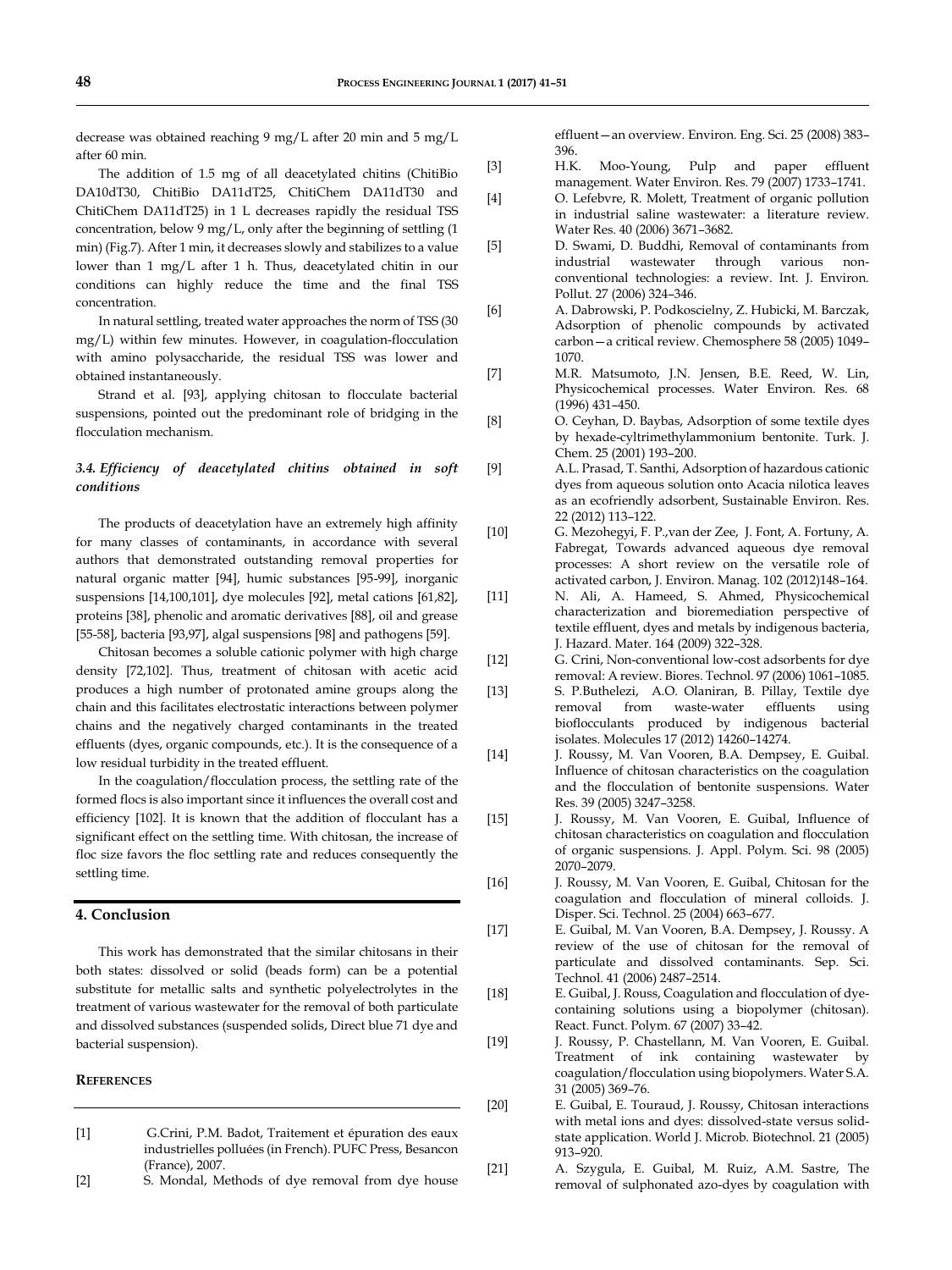decrease was obtained reaching 9 mg/L after 20 min and 5 mg/L after 60 min.

The addition of 1.5 mg of all deacetylated chitins (ChitiBio DA10dT30, ChitiBio DA11dT25, ChitiChem DA11dT30 and ChitiChem DA11dT25) in 1 L decreases rapidly the residual TSS concentration, below 9 mg/L, only after the beginning of settling (1 min) (Fig.7). After 1 min, it decreases slowly and stabilizes to a value lower than 1 mg/L after 1 h. Thus, deacetylated chitin in our conditions can highly reduce the time and the final TSS concentration.

In natural settling, treated water approaches the norm of TSS (30 mg/L) within few minutes. However, in coagulation-flocculation with amino polysaccharide, the residual TSS was lower and obtained instantaneously.

Strand et al. [93], applying chitosan to flocculate bacterial suspensions, pointed out the predominant role of bridging in the flocculation mechanism.

### *3.4. Efficiency of deacetylated chitins obtained in soft conditions*

The products of deacetylation have an extremely high affinity for many classes of contaminants, in accordance with several authors that demonstrated outstanding removal properties for natural organic matter [94], humic substances [95-99], inorganic suspensions [14,100,101], dye molecules [92], metal cations [61,82], proteins [38], phenolic and aromatic derivatives [88], oil and grease [55-58], bacteria [93,97], algal suspensions [98] and pathogens [59].

Chitosan becomes a soluble cationic polymer with high charge density [72,102]. Thus, treatment of chitosan with acetic acid produces a high number of protonated amine groups along the chain and this facilitates electrostatic interactions between polymer chains and the negatively charged contaminants in the treated effluents (dyes, organic compounds, etc.). It is the consequence of a low residual turbidity in the treated effluent.

In the coagulation/flocculation process, the settling rate of the formed flocs is also important since it influences the overall cost and efficiency [102]. It is known that the addition of flocculant has a significant effect on the settling time. With chitosan, the increase of floc size favors the floc settling rate and reduces consequently the settling time.

## 4. Conclusion

This work has demonstrated that the similar chitosans in their both states: dissolved or solid (beads form) can be a potential substitute for metallic salts and synthetic polyelectrolytes in the treatment of various wastewater for the removal of both particulate and dissolved substances (suspended solids, Direct blue 71 dye and bacterial suspension).

## References

[1] G.Crini, P.M. Badot, Traitement et épuration des eaux industrielles polluées (in French). PUFC Press, Besancon (France), 2007.

[2] S. Mondal, Methods of dye removal from dye house effluent—an overview. Environ. Eng. Sci. 25 (2008) 383–396.

[3] H.K. Moo-Young, Pulp and paper effluent management. Water Environ. Res. 79 (2007) 1733–1741.

[4] O. Lefebvre, R. Molett, Treatment of organic pollution in industrial saline wastewater: a literature review. Water Res. 40 (2006) 3671–3682.

[5] D. Swami, D. Buddhi, Removal of contaminants from industrial wastewater through various non-conventional technologies: a review. Int. J. Environ. Pollut. 27 (2006) 324–346.

[6] A. Dabrowski, P. Podkoscielny, Z. Hubicki, M. Barczak, Adsorption of phenolic compounds by activated carbon—a critical review. Chemosphere 58 (2005) 1049–1070.

[7] M.R. Matsumoto, J.N. Jensen, B.E. Reed, W. Lin, Physicochemical processes. Water Environ. Res. 68 (1996) 431–450.

[8] O. Ceyhan, D. Baybas, Adsorption of some textile dyes by hexade-cyltrimethylammonium bentonite. Turk. J. Chem. 25 (2001) 193–200.

[9] A.L. Prasad, T. Santhi, Adsorption of hazardous cationic dyes from aqueous solution onto Acacia nilotica leaves as an ecofriendly adsorbent, Sustainable Environ. Res. 22 (2012) 113–122.

[10] G. Mezohegyi, F. P.,van der Zee, J. Font, A. Fortuny, A. Fabregat, Towards advanced aqueous dye removal processes: A short review on the versatile role of activated carbon, J. Environ. Manag. 102 (2012)148–164.

[11] N. Ali, A. Hameed, S. Ahmed, Physicochemical characterization and bioremediation perspective of textile effluent, dyes and metals by indigenous bacteria, J. Hazard. Mater. 164 (2009) 322–328.

[12] G. Crini, Non-conventional low-cost adsorbents for dye removal: A review. Biores. Technol. 97 (2006) 1061–1085.

[13] S. P.Buthelezi, A.O. Olaniran, B. Pillay, Textile dye removal from waste-water effluents using bioflocculants produced by indigenous bacterial isolates. Molecules 17 (2012) 14260–14274.

[14] J. Roussy, M. Van Vooren, B.A. Dempsey, E. Guibal. Influence of chitosan characteristics on the coagulation and the flocculation of bentonite suspensions. Water Res. 39 (2005) 3247–3258.

[15] J. Roussy, M. Van Vooren, E. Guibal, Influence of chitosan characteristics on coagulation and flocculation of organic suspensions. J. Appl. Polym. Sci. 98 (2005) 2070–2079.

[16] J. Roussy, M. Van Vooren, E. Guibal, Chitosan for the coagulation and flocculation of mineral colloids. J. Disper. Sci. Technol. 25 (2004) 663–677.

[17] E. Guibal, M. Van Vooren, B.A. Dempsey, J. Roussy. A review of the use of chitosan for the removal of particulate and dissolved contaminants. Sep. Sci. Technol. 41 (2006) 2487–2514.

[18] E. Guibal, J. Rouss, Coagulation and flocculation of dye-containing solutions using a biopolymer (chitosan). React. Funct. Polym. 67 (2007) 33–42.

[19] J. Roussy, P. Chastellann, M. Van Vooren, E. Guibal. Treatment of ink containing wastewater by coagulation/flocculation using biopolymers. Water S.A. 31 (2005) 369–76.

[20] E. Guibal, E. Touraud, J. Roussy, Chitosan interactions with metal ions and dyes: dissolved-state versus solid-state application. World J. Microb. Biotechnol. 21 (2005) 913–920.

[21] A. Szygula, E. Guibal, M. Ruiz, A.M. Sastre, The removal of sulphonated azo-dyes by coagulation with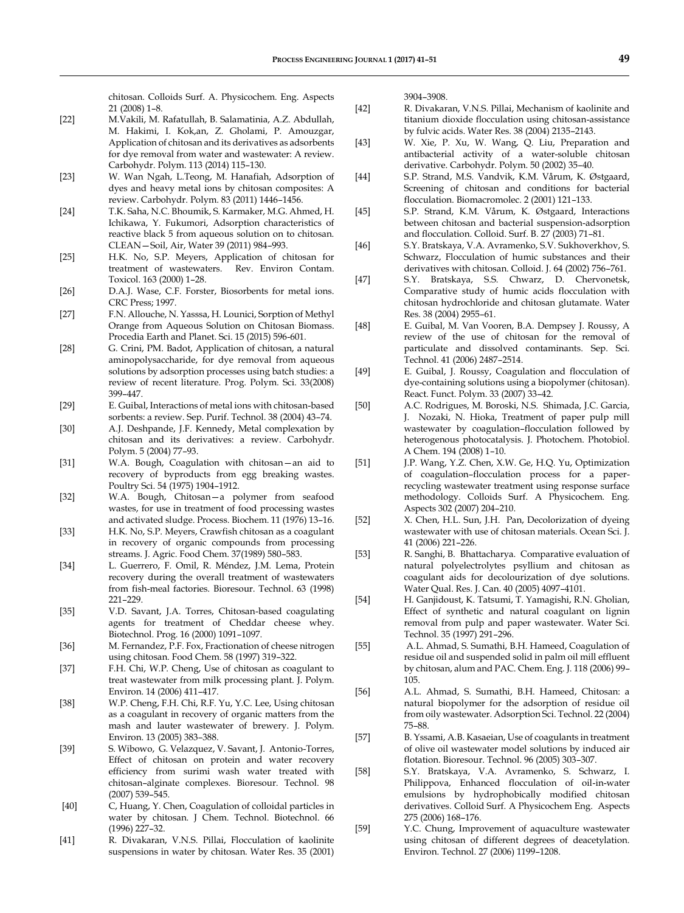chitosan. Colloids Surf. A. Physicochem. Eng. Aspects 21 (2008) 1–8.

[22] M.Vakili, M. Rafatullah, B. Salamatinia, A.Z. Abdullah, M. Hakimi, I. Kok,an, Z. Gholami, P. Amouzgar, Application of chitosan and its derivatives as adsorbents for dye removal from water and wastewater: A review. Carbohydr. Polym. 113 (2014) 115–130.

[23] W. Wan Ngah, L.Teong, M. Hanafiah, Adsorption of dyes and heavy metal ions by chitosan composites: A review. Carbohydr. Polym. 83 (2011) 1446–1456.

[24] T.K. Saha, N.C. Bhoumik, S. Karmaker, M.G. Ahmed, H. Ichikawa, Y. Fukumori, Adsorption characteristics of reactive black 5 from aqueous solution on to chitosan. CLEAN—Soil, Air, Water 39 (2011) 984–993.

[25] H.K. No, S.P. Meyers, Application of chitosan for treatment of wastewaters. Rev. Environ Contam. Toxicol. 163 (2000) 1–28.

[26] D.A.J. Wase, C.F. Forster, Biosorbents for metal ions. CRC Press; 1997.

[27] F.N. Allouche, N. Yasssa, H. Lounici, Sorption of Methyl Orange from Aqueous Solution on Chitosan Biomass. Procedia Earth and Planet. Sci. 15 (2015) 596-601.

[28] G. Crini, PM. Badot, Application of chitosan, a natural aminopolysaccharide, for dye removal from aqueous solutions by adsorption processes using batch studies: a review of recent literature. Prog. Polym. Sci. 33(2008) 399–447.

[29] E. Guibal, Interactions of metal ions with chitosan-based sorbents: a review. Sep. Purif. Technol. 38 (2004) 43–74.

[30] A.J. Deshpande, J.F. Kennedy, Metal complexation by chitosan and its derivatives: a review. Carbohydr. Polym. 5 (2004) 77–93.

[31] W.A. Bough, Coagulation with chitosan—an aid to recovery of byproducts from egg breaking wastes. Poultry Sci. 54 (1975) 1904–1912.

[32] W.A. Bough, Chitosan—a polymer from seafood wastes, for use in treatment of food processing wastes and activated sludge. Process. Biochem. 11 (1976) 13–16.

[33] H.K. No, S.P. Meyers, Crawfish chitosan as a coagulant in recovery of organic compounds from processing streams. J. Agric. Food Chem. 37(1989) 580–583.

[34] L. Guerrero, F. Omil, R. Méndez, J.M. Lema, Protein recovery during the overall treatment of wastewaters from fish-meal factories. Bioresour. Technol. 63 (1998) 221–229.

[35] V.D. Savant, J.A. Torres, Chitosan-based coagulating agents for treatment of Cheddar cheese whey. Biotechnol. Prog. 16 (2000) 1091–1097.

[36] M. Fernandez, P.F. Fox, Fractionation of cheese nitrogen using chitosan. Food Chem. 58 (1997) 319–322.

[37] F.H. Chi, W.P. Cheng, Use of chitosan as coagulant to treat wastewater from milk processing plant. J. Polym. Environ. 14 (2006) 411–417.

[38] W.P. Cheng, F.H. Chi, R.F. Yu, Y.C. Lee, Using chitosan as a coagulant in recovery of organic matters from the mash and lauter wastewater of brewery. J. Polym. Environ. 13 (2005) 383–388.

[39] S. Wibowo, G. Velazquez, V. Savant, J. Antonio-Torres, Effect of chitosan on protein and water recovery efficiency from surimi wash water treated with chitosan–alginate complexes. Bioresour. Technol. 98 (2007) 539–545.

[40] C, Huang, Y. Chen, Coagulation of colloidal particles in water by chitosan. J Chem. Technol. Biotechnol. 66 (1996) 227–32.

[41] R. Divakaran, V.N.S. Pillai, Flocculation of kaolinite suspensions in water by chitosan. Water Res. 35 (2001) 3904–3908.

[42] R. Divakaran, V.N.S. Pillai, Mechanism of kaolinite and titanium dioxide flocculation using chitosan-assistance by fulvic acids. Water Res. 38 (2004) 2135–2143.

[43] W. Xie, P. Xu, W. Wang, Q. Liu, Preparation and antibacterial activity of a water-soluble chitosan derivative. Carbohydr. Polym. 50 (2002) 35–40.

[44] S.P. Strand, M.S. Vandvik, K.M. Vårum, K. Østgaard, Screening of chitosan and conditions for bacterial flocculation. Biomacromolec. 2 (2001) 121–133.

[45] S.P. Strand, K.M. Vårum, K. Østgaard, Interactions between chitosan and bacterial suspension-adsorption and flocculation. Colloid. Surf. B. 27 (2003) 71–81.

[46] S.Y. Bratskaya, V.A. Avramenko, S.V. Sukhoverkhov, S. Schwarz, Flocculation of humic substances and their derivatives with chitosan. Colloid. J. 64 (2002) 756–761.

[47] S.Y. Bratskaya, S.S. Chwarz, D. Chervonetsk, Comparative study of humic acids flocculation with chitosan hydrochloride and chitosan glutamate. Water Res. 38 (2004) 2955–61.

[48] E. Guibal, M. Van Vooren, B.A. Dempsey J. Roussy, A review of the use of chitosan for the removal of particulate and dissolved contaminants. Sep. Sci. Technol. 41 (2006) 2487–2514.

[49] E. Guibal, J. Roussy, Coagulation and flocculation of dye-containing solutions using a biopolymer (chitosan). React. Funct. Polym. 33 (2007) 33–42.

[50] A.C. Rodrigues, M. Boroski, N.S. Shimada, J.C. Garcia, J. Nozaki, N. Hioka, Treatment of paper pulp mill wastewater by coagulation–flocculation followed by heterogenous photocatalysis. J. Photochem. Photobiol. A Chem. 194 (2008) 1–10.

[51] J.P. Wang, Y.Z. Chen, X.W. Ge, H.Q. Yu, Optimization of coagulation–flocculation process for a paper-recycling wastewater treatment using response surface methodology. Colloids Surf. A Physicochem. Eng. Aspects 302 (2007) 204–210.

[52] X. Chen, H.L. Sun, J.H. Pan, Decolorization of dyeing wastewater with use of chitosan materials. Ocean Sci. J. 41 (2006) 221–226.

[53] R. Sanghi, B. Bhattacharya. Comparative evaluation of natural polyelectrolytes psyllium and chitosan as coagulant aids for decolourization of dye solutions. Water Qual. Res. J. Can. 40 (2005) 4097–4101.

[54] H. Ganjidoust, K. Tatsumi, T. Yamagishi, R.N. Gholian, Effect of synthetic and natural coagulant on lignin removal from pulp and paper wastewater. Water Sci. Technol. 35 (1997) 291–296.

[55] A.L. Ahmad, S. Sumathi, B.H. Hameed, Coagulation of residue oil and suspended solid in palm oil mill effluent by chitosan, alum and PAC. Chem. Eng. J. 118 (2006) 99–105.

[56] A.L. Ahmad, S. Sumathi, B.H. Hameed, Chitosan: a natural biopolymer for the adsorption of residue oil from oily wastewater. Adsorption Sci. Technol. 22 (2004) 75–88.

[57] B. Yssami, A.B. Kasaeian, Use of coagulants in treatment of olive oil wastewater model solutions by induced air flotation. Bioresour. Technol. 96 (2005) 303–307.

[58] S.Y. Bratskaya, V.A. Avramenko, S. Schwarz, I. Philippova, Enhanced flocculation of oil-in-water emulsions by hydrophobically modified chitosan derivatives. Colloid Surf. A Physicochem Eng. Aspects 275 (2006) 168–176.

[59] Y.C. Chung, Improvement of aquaculture wastewater using chitosan of different degrees of deacetylation. Environ. Technol. 27 (2006) 1199–1208.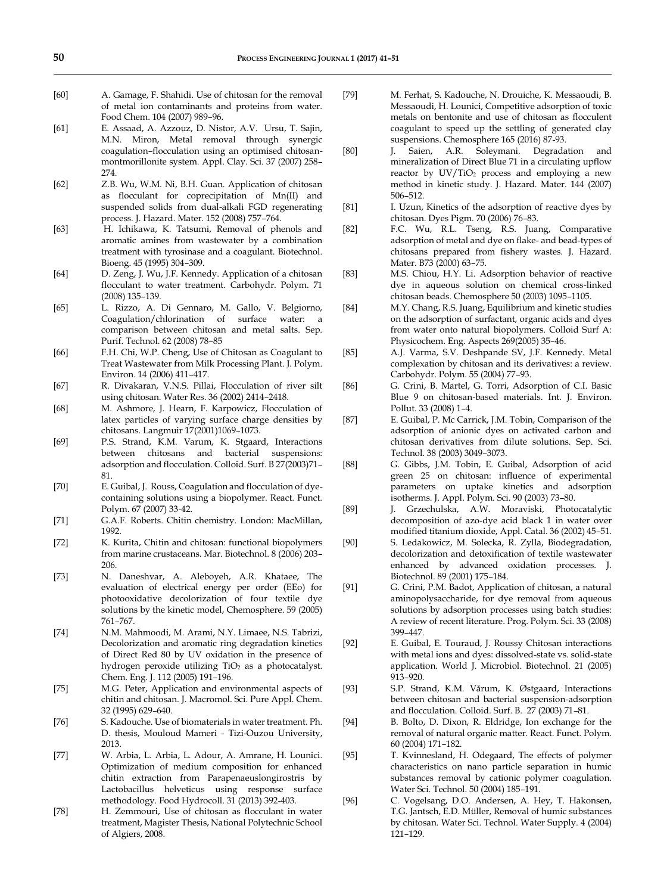[60] A. Gamage, F. Shahidi. Use of chitosan for the removal of metal ion contaminants and proteins from water. Food Chem. 104 (2007) 989–96.

[61] E. Assaad, A. Azzouz, D. Nistor, A.V. Ursu, T. Sajin, M.N. Miron, Metal removal through synergic coagulation–flocculation using an optimised chitosan-montmorillonite system. Appl. Clay. Sci. 37 (2007) 258–274.

[62] Z.B. Wu, W.M. Ni, B.H. Guan. Application of chitosan as flocculant for coprecipitation of Mn(II) and suspended solids from dual-alkali FGD regenerating process. J. Hazard. Mater. 152 (2008) 757–764.

[63] H. Ichikawa, K. Tatsumi, Removal of phenols and aromatic amines from wastewater by a combination treatment with tyrosinase and a coagulant. Biotechnol. Bioeng. 45 (1995) 304–309.

[64] D. Zeng, J. Wu, J.F. Kennedy. Application of a chitosan flocculant to water treatment. Carbohydr. Polym. 71 (2008) 135–139.

[65] L. Rizzo, A. Di Gennaro, M. Gallo, V. Belgiorno, Coagulation/chlorination of surface water: a comparison between chitosan and metal salts. Sep. Purif. Technol. 62 (2008) 78–85

[66] F.H. Chi, W.P. Cheng, Use of Chitosan as Coagulant to Treat Wastewater from Milk Processing Plant. J. Polym. Environ. 14 (2006) 411–417.

[67] R. Divakaran, V.N.S. Pillai, Flocculation of river silt using chitosan. Water Res. 36 (2002) 2414–2418.

[68] M. Ashmore, J. Hearn, F. Karpowicz, Flocculation of latex particles of varying surface charge densities by chitosans. Langmuir 17(2001)1069–1073.

[69] P.S. Strand, K.M. Varum, K. Stgaard, Interactions between chitosans and bacterial suspensions: adsorption and flocculation. Colloid. Surf. B 27(2003)71–81.

[70] E. Guibal, J. Rouss, Coagulation and flocculation of dye-containing solutions using a biopolymer. React. Funct. Polym. 67 (2007) 33-42.

[71] G.A.F. Roberts. Chitin chemistry. London: MacMillan, 1992.

[72] K. Kurita, Chitin and chitosan: functional biopolymers from marine crustaceans. Mar. Biotechnol. 8 (2006) 203–206.

[73] N. Daneshvar, A. Aleboyeh, A.R. Khataee, The evaluation of electrical energy per order (EEo) for photooxidative decolorization of four textile dye solutions by the kinetic model, Chemosphere. 59 (2005) 761–767.

[74] N.M. Mahmoodi, M. Arami, N.Y. Limaee, N.S. Tabrizi, Decolorization and aromatic ring degradation kinetics of Direct Red 80 by UV oxidation in the presence of hydrogen peroxide utilizing $TiO_2$ as a photocatalyst. Chem. Eng. J. 112 (2005) 191–196.

[75] M.G. Peter, Application and environmental aspects of chitin and chitosan. J. Macromol. Sci. Pure Appl. Chem. 32 (1995) 629–640.

[76] S. Kadouche. Use of biomaterials in water treatment. Ph. D. thesis, Mouloud Mameri - Tizi-Ouzou University, 2013.

[77] W. Arbia, L. Arbia, L. Adour, A. Amrane, H. Lounici. Optimization of medium composition for enhanced chitin extraction from Parapenaeuslongirostris by Lactobacillus helveticus using response surface methodology. Food Hydrocoll. 31 (2013) 392-403.

[78] H. Zemmouri, Use of chitosan as flocculant in water treatment, Magister Thesis, National Polytechnic School of Algiers, 2008.

[79] M. Ferhat, S. Kadouche, N. Drouiche, K. Messaoudi, B. Messaoudi, H. Lounici, Competitive adsorption of toxic metals on bentonite and use of chitosan as flocculent coagulant to speed up the settling of generated clay suspensions. Chemosphere 165 (2016) 87-93.

[80] J. Saien, A.R. Soleymani. Degradation and mineralization of Direct Blue 71 in a circulating upflow reactor by UV/$TiO_2$ process and employing a new method in kinetic study. J. Hazard. Mater. 144 (2007) 506–512.

[81] I. Uzun, Kinetics of the adsorption of reactive dyes by chitosan. Dyes Pigm. 70 (2006) 76–83.

[82] F.C. Wu, R.L. Tseng, R.S. Juang, Comparative adsorption of metal and dye on flake- and bead-types of chitosans prepared from fishery wastes. J. Hazard. Mater. B73 (2000) 63–75.

[83] M.S. Chiou, H.Y. Li. Adsorption behavior of reactive dye in aqueous solution on chemical cross-linked chitosan beads. Chemosphere 50 (2003) 1095–1105.

[84] M.Y. Chang, R.S. Juang, Equilibrium and kinetic studies on the adsorption of surfactant, organic acids and dyes from water onto natural biopolymers. Colloid Surf A: Physicochem. Eng. Aspects 269(2005) 35–46.

[85] A.J. Varma, S.V. Deshpande SV, J.F. Kennedy. Metal complexation by chitosan and its derivatives: a review. Carbohydr. Polym. 55 (2004) 77–93.

[86] G. Crini, B. Martel, G. Torri, Adsorption of C.I. Basic Blue 9 on chitosan-based materials. Int. J. Environ. Pollut. 33 (2008) 1–4.

[87] E. Guibal, P. Mc Carrick, J.M. Tobin, Comparison of the adsorption of anionic dyes on activated carbon and chitosan derivatives from dilute solutions. Sep. Sci. Technol. 38 (2003) 3049–3073.

[88] G. Gibbs, J.M. Tobin, E. Guibal, Adsorption of acid green 25 on chitosan: influence of experimental parameters on uptake kinetics and adsorption isotherms. J. Appl. Polym. Sci. 90 (2003) 73–80.

[89] J. Grzechulska, A.W. Moraviski, Photocatalytic decomposition of azo-dye acid black 1 in water over modified titanium dioxide, Appl. Catal. 36 (2002) 45–51.

[90] S. Ledakowicz, M. Solecka, R. Zylla, Biodegradation, decolorization and detoxification of textile wastewater enhanced by advanced oxidation processes. J. Biotechnol. 89 (2001) 175–184.

[91] G. Crini, P.M. Badot, Application of chitosan, a natural aminopolysaccharide, for dye removal from aqueous solutions by adsorption processes using batch studies: A review of recent literature. Prog. Polym. Sci. 33 (2008) 399–447.

[92] E. Guibal, E. Touraud, J. Roussy Chitosan interactions with metal ions and dyes: dissolved-state vs. solid-state application. World J. Microbiol. Biotechnol. 21 (2005) 913–920.

[93] S.P. Strand, K.M. Vårum, K. Østgaard, Interactions between chitosan and bacterial suspension-adsorption and flocculation. Colloid. Surf. B. 27 (2003) 71–81.

[94] B. Bolto, D. Dixon, R. Eldridge, Ion exchange for the removal of natural organic matter. React. Funct. Polym. 60 (2004) 171–182.

[95] T. Kvinnesland, H. Odegaard, The effects of polymer characteristics on nano particle separation in humic substances removal by cationic polymer coagulation. Water Sci. Technol. 50 (2004) 185–191.

[96] C. Vogelsang, D.O. Andersen, A. Hey, T. Hakonsen, T.G. Jantsch, E.D. Müller, Removal of humic substances by chitosan. Water Sci. Technol. Water Supply. 4 (2004) 121–129.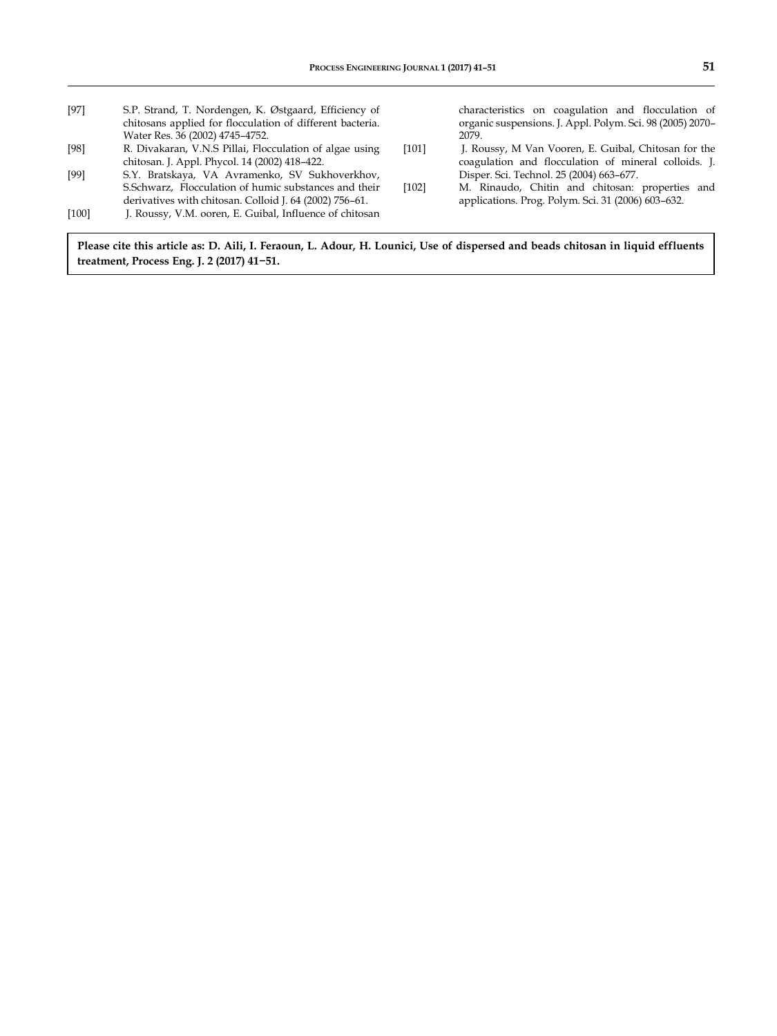[97] S.P. Strand, T. Nordengen, K. Østgaard, Efficiency of chitosans applied for flocculation of different bacteria. Water Res. 36 (2002) 4745–4752.

[98] R. Divakaran, V.N.S Pillai, Flocculation of algae using chitosan. J. Appl. Phycol. 14 (2002) 418–422.

[99] S.Y. Bratskaya, VA Avramenko, SV Sukhoverkhov, S.Schwarz, Flocculation of humic substances and their derivatives with chitosan. Colloid J. 64 (2002) 756–61.

[100] J. Roussy, V.M. ooren, E. Guibal, Influence of chitosan characteristics on coagulation and flocculation of organic suspensions. J. Appl. Polym. Sci. 98 (2005) 2070–2079.

[101] J. Roussy, M Van Vooren, E. Guibal, Chitosan for the coagulation and flocculation of mineral colloids. J. Disper. Sci. Technol. 25 (2004) 663–677.

[102] M. Rinaudo, Chitin and chitosan: properties and applications. Prog. Polym. Sci. 31 (2006) 603–632.

**Please cite this article as: D. Aili, I. Feraoun, L. Adour, H. Lounici, Use of dispersed and beads chitosan in liquid effluents treatment, Process Eng. J. 2 (2017) 41−51.**